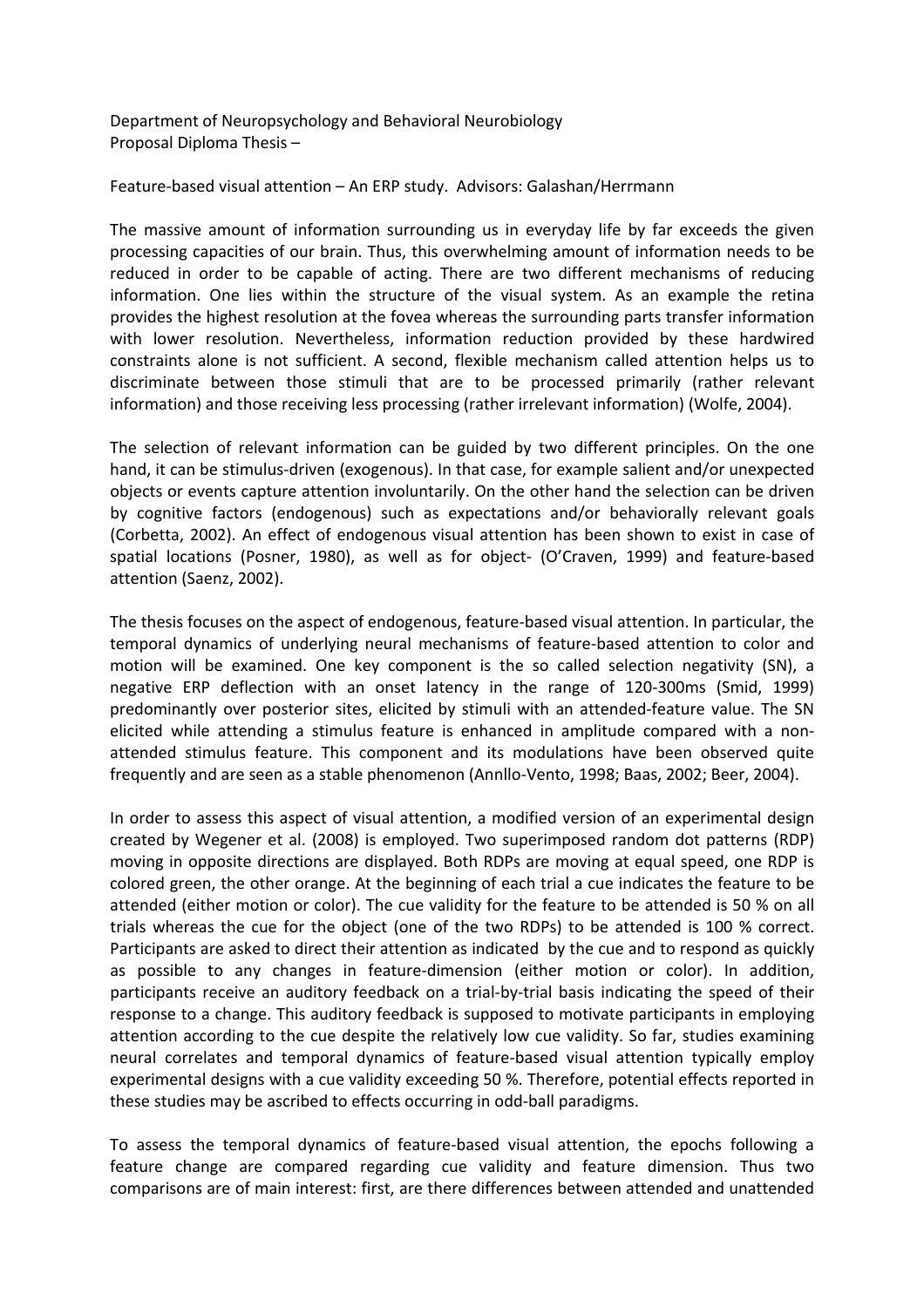Department of Neuropsychology and Behavioral Neurobiology
Proposal Diploma Thesis –

Feature-based visual attention – An ERP study. Advisors: Galashan/Herrmann

The massive amount of information surrounding us in everyday life by far exceeds the given processing capacities of our brain. Thus, this overwhelming amount of information needs to be reduced in order to be capable of acting. There are two different mechanisms of reducing information. One lies within the structure of the visual system. As an example the retina provides the highest resolution at the fovea whereas the surrounding parts transfer information with lower resolution. Nevertheless, information reduction provided by these hardwired constraints alone is not sufficient. A second, flexible mechanism called attention helps us to discriminate between those stimuli that are to be processed primarily (rather relevant information) and those receiving less processing (rather irrelevant information) (Wolfe, 2004).

The selection of relevant information can be guided by two different principles. On the one hand, it can be stimulus-driven (exogenous). In that case, for example salient and/or unexpected objects or events capture attention involuntarily. On the other hand the selection can be driven by cognitive factors (endogenous) such as expectations and/or behaviorally relevant goals (Corbetta, 2002). An effect of endogenous visual attention has been shown to exist in case of spatial locations (Posner, 1980), as well as for object- (O'Craven, 1999) and feature-based attention (Saenz, 2002).

The thesis focuses on the aspect of endogenous, feature-based visual attention. In particular, the temporal dynamics of underlying neural mechanisms of feature-based attention to color and motion will be examined. One key component is the so called selection negativity (SN), a negative ERP deflection with an onset latency in the range of 120-300ms (Smid, 1999) predominantly over posterior sites, elicited by stimuli with an attended-feature value. The SN elicited while attending a stimulus feature is enhanced in amplitude compared with a non-attended stimulus feature. This component and its modulations have been observed quite frequently and are seen as a stable phenomenon (Annllo-Vento, 1998; Baas, 2002; Beer, 2004).

In order to assess this aspect of visual attention, a modified version of an experimental design created by Wegener et al. (2008) is employed. Two superimposed random dot patterns (RDP) moving in opposite directions are displayed. Both RDPs are moving at equal speed, one RDP is colored green, the other orange. At the beginning of each trial a cue indicates the feature to be attended (either motion or color). The cue validity for the feature to be attended is 50 % on all trials whereas the cue for the object (one of the two RDPs) to be attended is 100 % correct. Participants are asked to direct their attention as indicated by the cue and to respond as quickly as possible to any changes in feature-dimension (either motion or color). In addition, participants receive an auditory feedback on a trial-by-trial basis indicating the speed of their response to a change. This auditory feedback is supposed to motivate participants in employing attention according to the cue despite the relatively low cue validity. So far, studies examining neural correlates and temporal dynamics of feature-based visual attention typically employ experimental designs with a cue validity exceeding 50 %. Therefore, potential effects reported in these studies may be ascribed to effects occurring in odd-ball paradigms.

To assess the temporal dynamics of feature-based visual attention, the epochs following a feature change are compared regarding cue validity and feature dimension. Thus two comparisons are of main interest: first, are there differences between attended and unattended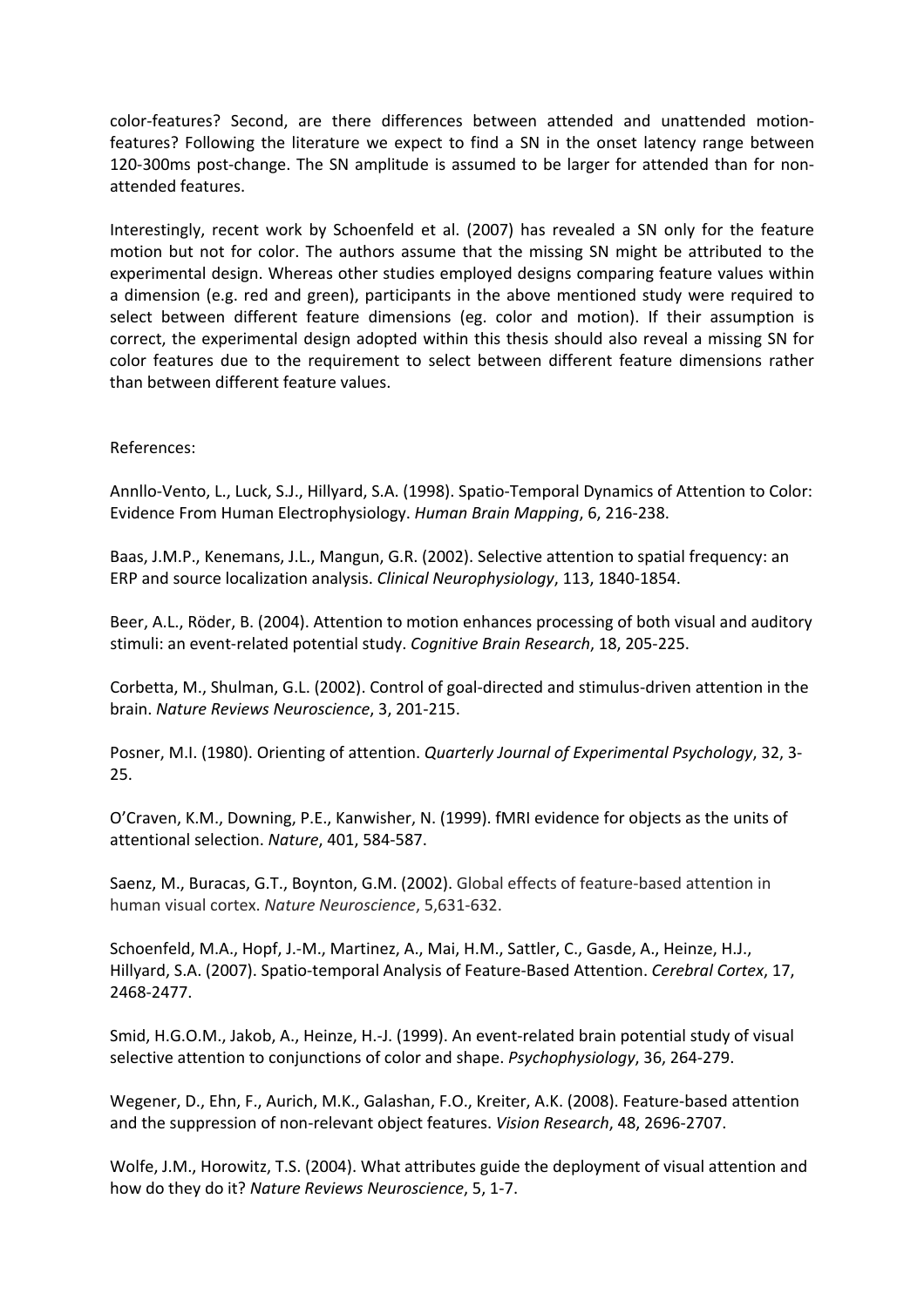color-features? Second, are there differences between attended and unattended motion-features? Following the literature we expect to find a SN in the onset latency range between 120-300ms post-change. The SN amplitude is assumed to be larger for attended than for non-attended features.

Interestingly, recent work by Schoenfeld et al. (2007) has revealed a SN only for the feature motion but not for color. The authors assume that the missing SN might be attributed to the experimental design. Whereas other studies employed designs comparing feature values within a dimension (e.g. red and green), participants in the above mentioned study were required to select between different feature dimensions (eg. color and motion). If their assumption is correct, the experimental design adopted within this thesis should also reveal a missing SN for color features due to the requirement to select between different feature dimensions rather than between different feature values.

References:

Annllo-Vento, L., Luck, S.J., Hillyard, S.A. (1998). Spatio-Temporal Dynamics of Attention to Color: Evidence From Human Electrophysiology. *Human Brain Mapping*, 6, 216-238.

Baas, J.M.P., Kenemans, J.L., Mangun, G.R. (2002). Selective attention to spatial frequency: an ERP and source localization analysis. *Clinical Neurophysiology*, 113, 1840-1854.

Beer, A.L., Röder, B. (2004). Attention to motion enhances processing of both visual and auditory stimuli: an event-related potential study. *Cognitive Brain Research*, 18, 205-225.

Corbetta, M., Shulman, G.L. (2002). Control of goal-directed and stimulus-driven attention in the brain. *Nature Reviews Neuroscience*, 3, 201-215.

Posner, M.I. (1980). Orienting of attention. *Quarterly Journal of Experimental Psychology*, 32, 3-25.

O'Craven, K.M., Downing, P.E., Kanwisher, N. (1999). fMRI evidence for objects as the units of attentional selection. *Nature*, 401, 584-587.

Saenz, M., Buracas, G.T., Boynton, G.M. (2002). Global effects of feature-based attention in human visual cortex. *Nature Neuroscience*, 5,631-632.

Schoenfeld, M.A., Hopf, J.-M., Martinez, A., Mai, H.M., Sattler, C., Gasde, A., Heinze, H.J., Hillyard, S.A. (2007). Spatio-temporal Analysis of Feature-Based Attention. *Cerebral Cortex*, 17, 2468-2477.

Smid, H.G.O.M., Jakob, A., Heinze, H.-J. (1999). An event-related brain potential study of visual selective attention to conjunctions of color and shape. *Psychophysiology*, 36, 264-279.

Wegener, D., Ehn, F., Aurich, M.K., Galashan, F.O., Kreiter, A.K. (2008). Feature-based attention and the suppression of non-relevant object features. *Vision Research*, 48, 2696-2707.

Wolfe, J.M., Horowitz, T.S. (2004). What attributes guide the deployment of visual attention and how do they do it? *Nature Reviews Neuroscience*, 5, 1-7.